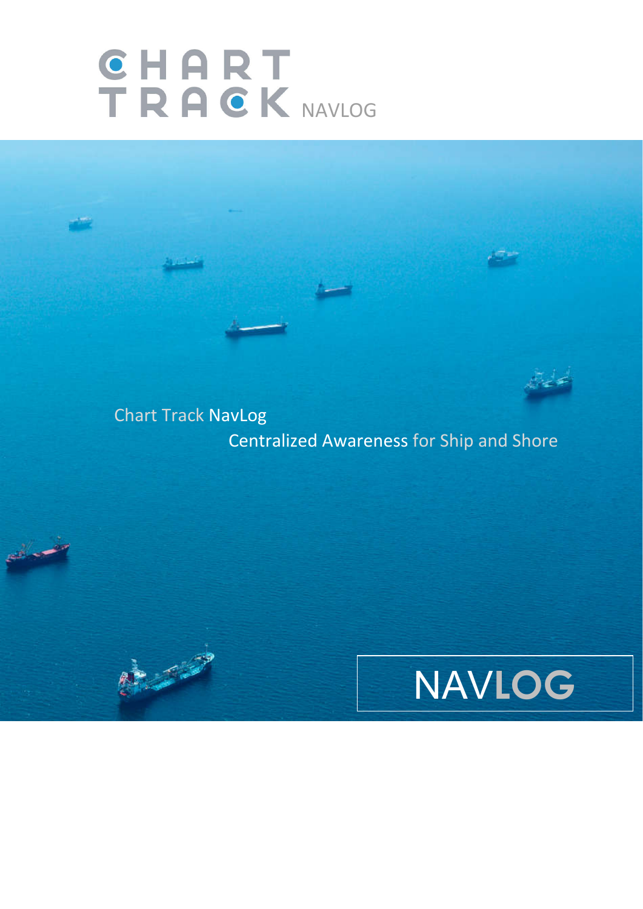# CHART TRACK NAVLOG

Chart Track NavLog

Centralized Awareness for Ship and Shore

NAVLOG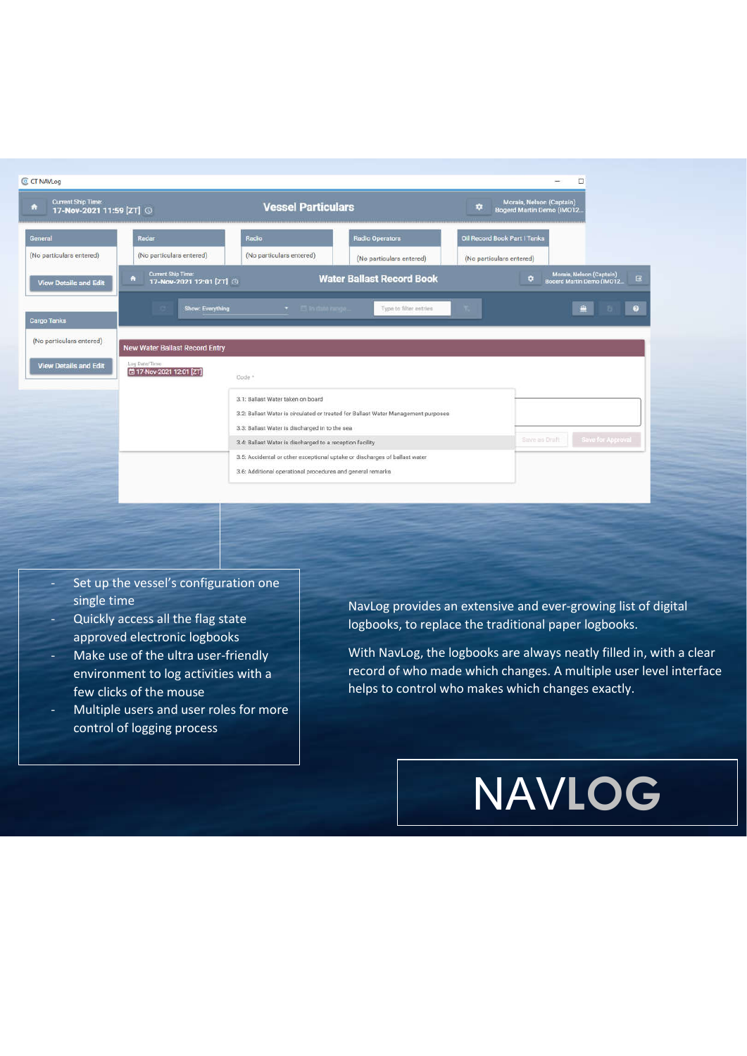- Set up the vessel's configuration one single time
- Quickly access all the flag state approved electronic logbooks
- Make use of the ultra user-friendly environment to log activities with a few clicks of the mouse
- Multiple users and user roles for more control of logging process

NavLog provides an extensive and ever-growing list of digital logbooks, to replace the traditional paper logbooks.

With NavLog, the logbooks are always neatly filled in, with a clear record of who made which changes. A multiple user level interface helps to control who makes which changes exactly.

NAVLOG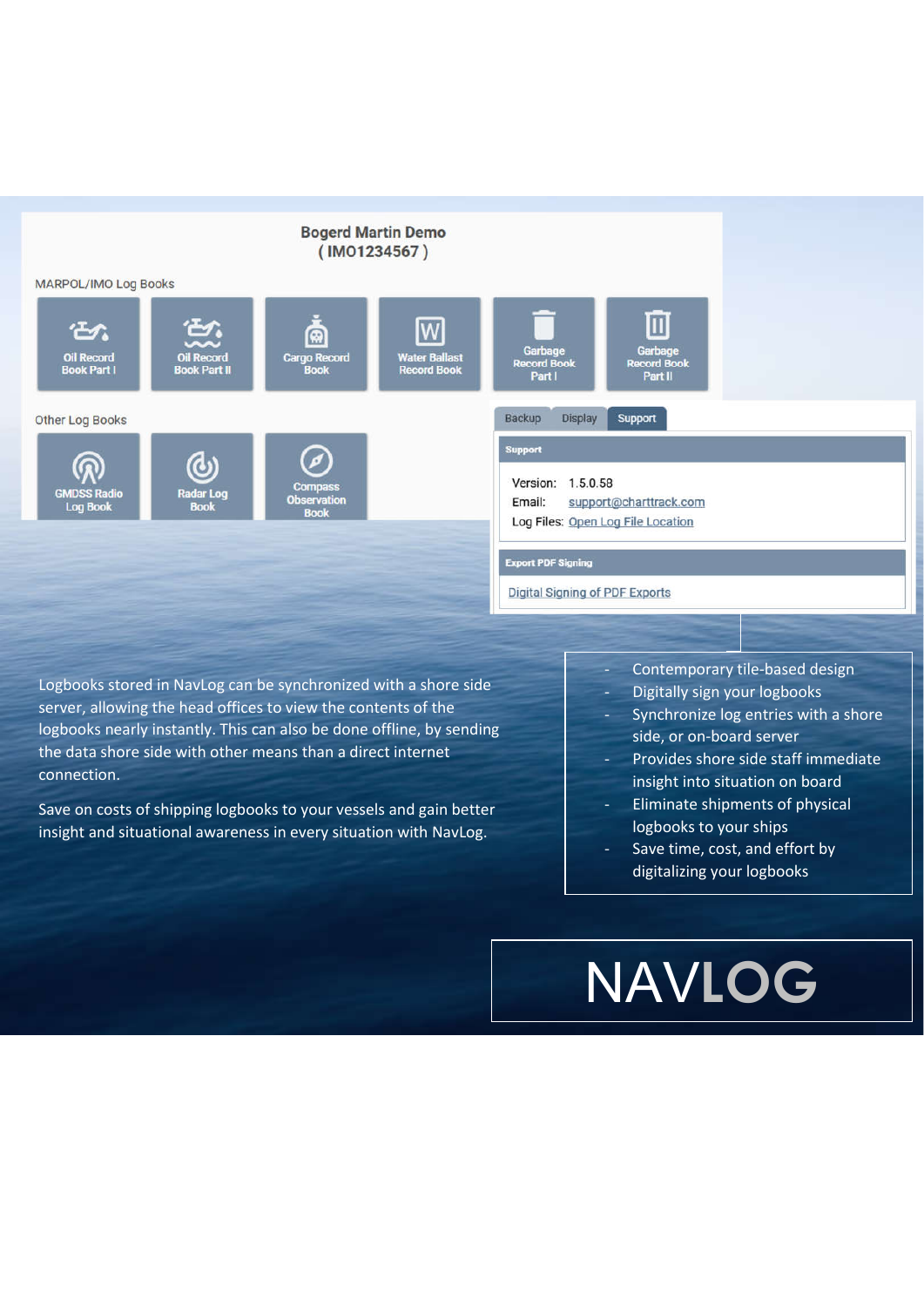Bogerd Martin Demo
( IMO1234567 )

MARPOL/IMO Log Books

Oil Record Book Part I | Oil Record Book Part II | Cargo Record Book | Water Ballast Record Book | Garbage Record Book Part I | Garbage Record Book Part II

Other Log Books

GMDSS Radio Log Book | Radar Log Book | Compass Observation Book

Backup | Display | Support

**Support**

Version: 1.5.0.58
Email: support@charttrack.com
Log Files: Open Log File Location

**Export PDF Signing**

Digital Signing of PDF Exports

Logbooks stored in NavLog can be synchronized with a shore side server, allowing the head offices to view the contents of the logbooks nearly instantly. This can also be done offline, by sending the data shore side with other means than a direct internet connection.

Save on costs of shipping logbooks to your vessels and gain better insight and situational awareness in every situation with NavLog.

- Contemporary tile-based design
- Digitally sign your logbooks
- Synchronize log entries with a shore side, or on-board server
- Provides shore side staff immediate insight into situation on board
- Eliminate shipments of physical logbooks to your ships
- Save time, cost, and effort by digitalizing your logbooks

# NAVLOG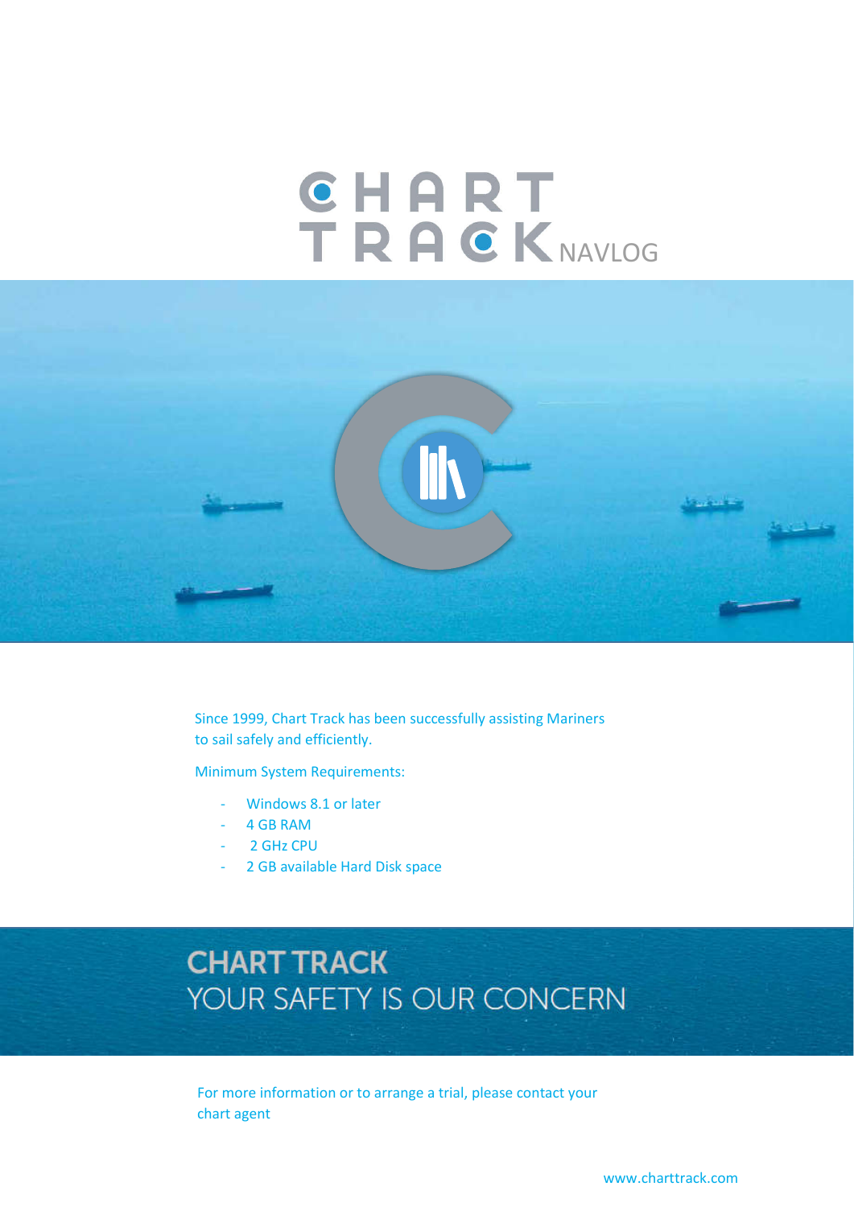# CHART TRACK NAVLOG

Since 1999, Chart Track has been successfully assisting Mariners to sail safely and efficiently.

Minimum System Requirements:

- Windows 8.1 or later
- 4 GB RAM
- 2 GHz CPU
- 2 GB available Hard Disk space

## CHART TRACK
## YOUR SAFETY IS OUR CONCERN

For more information or to arrange a trial, please contact your chart agent

www.charttrack.com